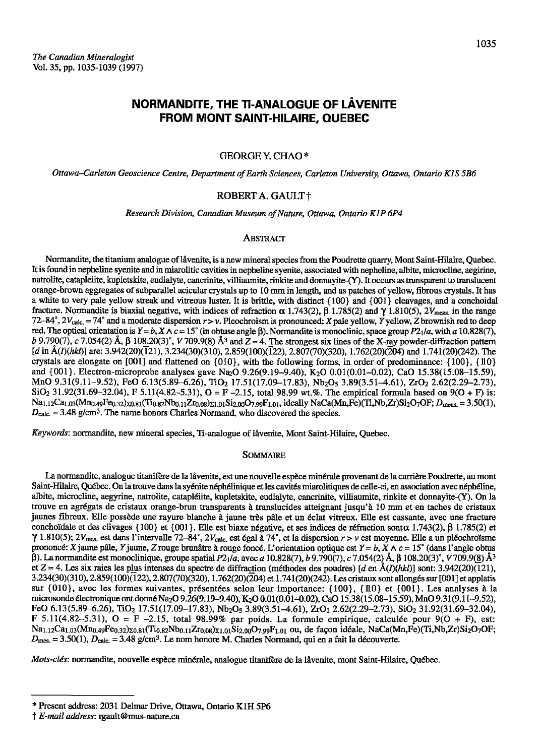*The Canadian Mineralogist*
Vol. 35, pp. 1035-1039 (1997)

# NORMANDITE, THE Ti-ANALOGUE OF LÅVENITE FROM MONT SAINT-HILAIRE, QUEBEC

GEORGE Y. CHAO*

*Ottawa–Carleton Geoscience Centre, Department of Earth Sciences, Carleton University, Ottawa, Ontario K1S 5B6*

ROBERT A. GAULT†

*Research Division, Canadian Museum of Nature, Ottawa, Ontario K1P 6P4*

## Abstract

Normandite, the titanium analogue of låvenite, is a new mineral species from the Poudrette quarry, Mont Saint-Hilaire, Quebec. It is found in nepheline syenite and in miarolitic cavities in nepheline syenite, associated with nepheline, albite, microcline, aegirine, natrolite, catapleiite, kupletskite, eudialyte, cancrinite, villiaumite, rinkite and donnayite-(Y). It occurs as transparent to translucent orange-brown aggregates of subparallel acicular crystals up to 10 mm in length, and as patches of yellow, fibrous crystals. It has a white to very pale yellow streak and vitreous luster. It is brittle, with distinct {100} and {001} cleavages, and a conchoidal fracture. Normandite is biaxial negative, with indices of refraction α 1.743(2), β 1.785(2) and γ 1.810(5), $2V_{meas.}$ in the range 72–84°, $2V_{calc.}$ = 74° and a moderate dispersion $r > v$. Pleochroism is pronounced: *X* pale yellow, *Y* yellow, *Z* brownish red to deep red. The optical orientation is $Y = b$, $X \wedge c$ = 15° (in obtuse angle β). Normandite is monoclinic, space group $P2_1/a$, with *a* 10.828(7), *b* 9.790(7), *c* 7.054(2) Å, β 108.20(3)°, *V* 709.9(8) Å$^3$ and *Z* = 4. The strongest six lines of the X-ray powder-diffraction pattern [*d* in Å(*I*)(*hkl*)] are: 3.942(20)($\bar{1}$21), 3.234(30)(310), 2.859(100)($\bar{1}$22), 2.807(70)(320), 1.762(20)($\bar{2}$04) and 1.741(20)(242). The crystals are elongate on [001] and flattened on {010}, with the following forms, in order of predominance: {100}, {110} and {001}. Electron-microprobe analyses gave $Na_2O$ 9.26(9.19–9.40), $K_2O$ 0.01(0.01–0.02), CaO 15.38(15.08–15.59), MnO 9.31(9.11–9.52), FeO 6.13(5.89–6.26), $TiO_2$ 17.51(17.09–17.83), $Nb_2O_5$ 3.89(3.51–4.61), $ZrO_2$ 2.62(2.29–2.73), $SiO_2$ 31.92(31.69–32.04), F 5.11(4.82–5.31), O = F –2.15, total 98.99 wt.%. The empirical formula based on 9(O + F) is: $Na_{1.12}Ca_{1.03}(Mn_{0.49}Fe_{0.32})_{\Sigma 0.81}(Ti_{0.82}Nb_{0.11}Zr_{0.08})_{\Sigma 1.01}Si_{2.00}O_{7.99}F_{1.01}$, ideally $NaCa(Mn,Fe)(Ti,Nb,Zr)Si_2O_7OF$; $D_{meas.}$ = 3.50(1), $D_{calc.}$ = 3.48 g/cm$^3$. The name honors Charles Normand, who discovered the species.

*Keywords*: normandite, new mineral species, Ti-analogue of låvenite, Mont Saint-Hilaire, Quebec.

## Sommaire

La normandite, analogue titanifère de la låvenite, est une nouvelle espèce minérale provenant de la carrière Poudrette, au mont Saint-Hilaire, Québec. On la trouve dans la syénite néphélinique et les cavités miarolitiques de celle-ci, en association avec néphéline, albite, microcline, aegyrine, natrolite, catapléiite, kupletskite, eudialyte, cancrinite, villiaumite, rinkite et donnayite-(Y). On la trouve en agrégats de cristaux orange-brun transparents à translucides atteignant jusqu'à 10 mm et en taches de cristaux jaunes fibreux. Elle possède une rayure blanche à jaune très pâle et un éclat vitreux. Elle est cassante, avec une fracture conchoïdale et des clivages {100} et {001}. Elle est biaxe négative, et ses indices de réfraction sont α 1.743(2), β 1.785(2) et γ 1.810(5); $2V_{mes.}$ est dans l'intervalle 72–84°, $2V_{calc.}$ est égal à 74°, et la dispersion $r > v$ est moyenne. Elle a un pléochroïsme prononcé: *X* jaune pâle, *Y* jaune, *Z* rouge brunâtre à rouge foncé. L'orientation optique est $Y = b$, $X \wedge c$ = 15° (dans l'angle obtus β). La normandite est monoclinique, groupe spatial $P2_1/a$, avec *a* 10.828(7), *b* 9.790(7), *c* 7.054(2) Å, β 108.20(3)°, *V* 709.9(8) Å$^3$ et *Z* = 4. Les six raies les plus intenses du spectre de diffraction (méthodes des poudres) [*d* en Å(*I*)(*hkl*)] sont: 3.942(20)(121), 3.234(30)(310), 2.859(100)($\bar{1}$22), 2.807(70)(320), 1.762(20)($\bar{2}$04) et 1.741(20)(242). Les cristaux sont allongés sur [001] et applatis sur {010}, avec les formes suivantes, présentées selon leur importance: {100}, {110} et {001}. Les analyses à la microsonde électronique ont donné $Na_2O$ 9.26(9.19–9.40), $K_2O$ 0.01(0.01–0.02), CaO 15.38(15.08–15.59), MnO 9.31(9.11–9.52), FeO 6.13(5.89–6.26), $TiO_2$ 17.51(17.09–17.83), $Nb_2O_5$ 3.89(3.51–4.61), $ZrO_2$ 2.62(2.29–2.73), $SiO_2$ 31.92(31.69–32.04), F 5.11(4.82–5.31), O = F –2.15, total 98.99% par poids. La formule empirique, calculée pour 9(O + F), est: $Na_{1.12}Ca_{1.03}(Mn_{0.49}Fe_{0.32})_{\Sigma 0.81}(Ti_{0.82}Nb_{0.11}Zr_{0.08})_{\Sigma 1.01}Si_{2.00}O_{7.99}F_{1.01}$ ou, de façon idéale, $NaCa(Mn,Fe)(Ti,Nb,Zr)Si_2O_7OF$; $D_{mes.}$ = 3.50(1), $D_{calc.}$ = 3.48 g/cm$^3$. Le nom honore M. Charles Normand, qui en a fait la découverte.

*Mots-clés*: normandite, nouvelle espèce minérale, analogue titanifère de la låvenite, mont Saint-Hilaire, Québec.

---

* Present address: 2031 Delmar Drive, Ottawa, Ontario K1H 5P6

† *E-mail address*: rgault@mus-nature.ca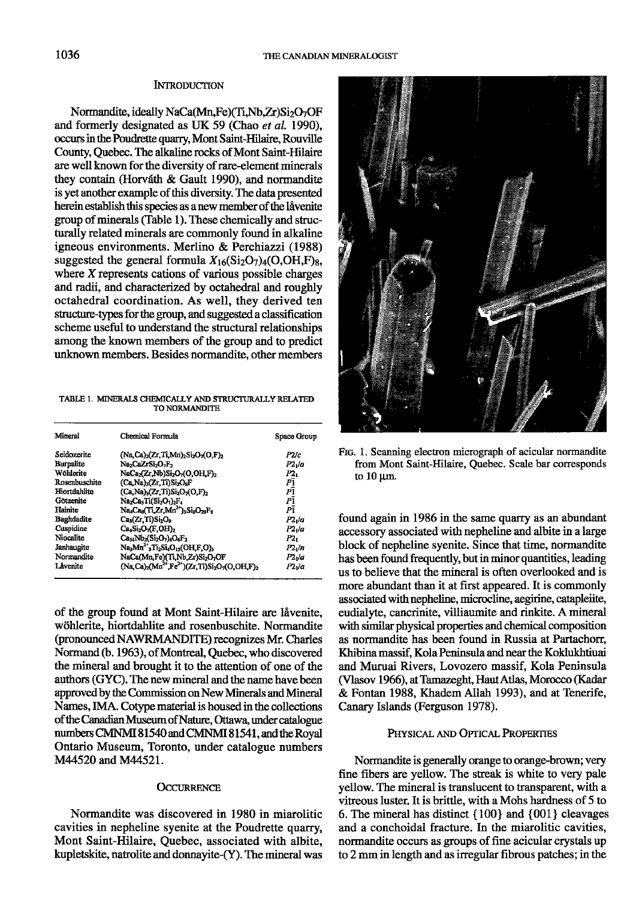## Introduction

Normandite, ideally $NaCa(Mn,Fe)(Ti,Nb,Zr)Si_2O_7OF$ and formerly designated as UK 59 (Chao *et al.* 1990), occurs in the Poudrette quarry, Mont Saint-Hilaire, Rouville County, Quebec. The alkaline rocks of Mont Saint-Hilaire are well known for the diversity of rare-element minerals they contain (Horváth & Gault 1990), and normandite is yet another example of this diversity. The data presented herein establish this species as a new member of the låvenite group of minerals (Table 1). These chemically and structurally related minerals are commonly found in alkaline igneous environments. Merlino & Perchiazzi (1988) suggested the general formula $X_{16}(Si_2O_7)_4(O,OH,F)_8$, where $X$ represents cations of various possible charges and radii, and characterized by octahedral and roughly octahedral coordination. As well, they derived ten structure-types for the group, and suggested a classification scheme useful to understand the structural relationships among the known members of the group and to predict unknown members. Besides normandite, other members of the group found at Mont Saint-Hilaire are låvenite, wöhlerite, hiortdahlite and rosenbuschite. Normandite (pronounced NAWRMANDITE) recognizes Mr. Charles Normand (b. 1963), of Montreal, Quebec, who discovered the mineral and brought it to the attention of one of the authors (GYC). The new mineral and the name have been approved by the Commission on New Minerals and Mineral Names, IMA. Cotype material is housed in the collections of the Canadian Museum of Nature, Ottawa, under catalogue numbers CMNMI 81540 and CMNMI 81541, and the Royal Ontario Museum, Toronto, under catalogue numbers M44520 and M44521.

TABLE 1. MINERALS CHEMICALLY AND STRUCTURALLY RELATED TO NORMANDITE

| Mineral | Chemical Formula | Space Group |
|---|---|---|
| Seidozerite | $(Na,Ca)_2(Zr,Ti,Mn)_2Si_2O_7(O,F)_2$ | $P2/c$ |
| Burpalite | $Na_2CaZrSi_2O_7F_2$ | $P2_1/a$ |
| Wöhlerite | $NaCa_2(Zr,Nb)Si_2O_7(O,OH,F)_2$ | $P2_1$ |
| Rosenbuschite | $(Ca,Na)_3(Zr,Ti)Si_2O_8F$ | $P\bar{1}$ |
| Hiortdahlite | $(Ca,Na)_3(Zr,Ti)Si_2O_7(O,F)_2$ | $P\bar{1}$ |
| Götzenite | $Na_2Ca_5Ti(Si_2O_7)_2F_4$ | $P\bar{1}$ |
| Hainite | $Na_4Ca_8(Ti,Zr,Mn^{2+})_3Si_8O_{28}F_8$ | $P\bar{1}$ |
| Baghdadite | $Ca_3(Zr,Ti)Si_2O_9$ | $P2_1/a$ |
| Cuspidine | $Ca_4Si_2O_7(F,OH)_2$ | $P2_1/a$ |
| Niocalite | $Ca_{14}Nb_2(Si_2O_7)_4O_6F_2$ | $P2_1$ |
| Janhaugite | $Na_3Mn^{2+}{}_3Ti_2Si_4O_{15}(OH,F,O)_3$ | $P2_1/n$ |
| Normandite | $NaCa(Mn,Fe)(Ti,Nb,Zr)Si_2O_7OF$ | $P2_1/a$ |
| Låvenite | $(Na,Ca)_2(Mn^{2+},Fe^{2+})(Zr,Ti)Si_2O_7(O,OH,F)_2$ | $P2_1/a$ |

## Occurrence

Normandite was discovered in 1980 in miarolitic cavities in nepheline syenite at the Poudrette quarry, Mont Saint-Hilaire, Quebec, associated with albite, kupletskite, natrolite and donnayite-(Y). The mineral was found again in 1986 in the same quarry as an abundant accessory associated with nepheline and albite in a large block of nepheline syenite. Since that time, normandite has been found frequently, but in minor quantities, leading us to believe that the mineral is often overlooked and is more abundant than it at first appeared. It is commonly associated with nepheline, microcline, aegirine, catapleiite, eudialyte, cancrinite, villiaumite and rinkite. A mineral with similar physical properties and chemical composition as normandite has been found in Russia at Partachorr, Khibina massif, Kola Peninsula and near the Koklukhtiuai and Muruai Rivers, Lovozero massif, Kola Peninsula (Vlasov 1966), at Tamazeght, Haut Atlas, Morocco (Kadar & Fontan 1988, Khadem Allah 1993), and at Tenerife, Canary Islands (Ferguson 1978).

FIG. 1. Scanning electron micrograph of acicular normandite from Mont Saint-Hilaire, Quebec. Scale bar corresponds to 10 μm.

## Physical and Optical Properties

Normandite is generally orange to orange-brown; very fine fibers are yellow. The streak is white to very pale yellow. The mineral is translucent to transparent, with a vitreous luster. It is brittle, with a Mohs hardness of 5 to 6. The mineral has distinct {100} and {001} cleavages and a conchoidal fracture. In the miarolitic cavities, normandite occurs as groups of fine acicular crystals up to 2 mm in length and as irregular fibrous patches; in the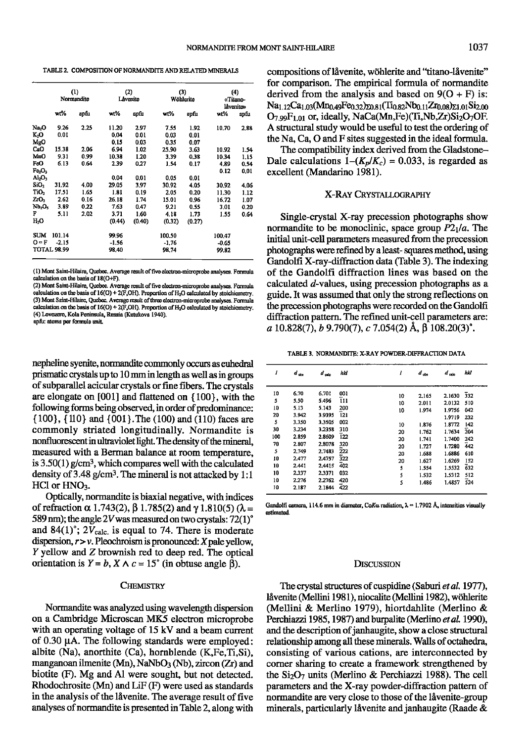TABLE 2. COMPOSITION OF NORMANDITE AND RELATED MINERALS

| | (1) Normandite | | (2) Låvenite | | (3) Wöhlerite | | (4) «Titano-låvenite» | |
|---|---|---|---|---|---|---|---|---|
| | wt% | apfu | wt% | apfu | wt% | apfu | wt% | apfu |
| $Na_2O$ | 9.26 | 2.25 | 11.20 | 2.97 | 7.55 | 1.92 | 10.70 | 2.88 |
| $K_2O$ | 0.01 | | 0.04 | 0.01 | 0.03 | 0.01 | | |
| MgO | | | 0.15 | 0.03 | 0.35 | 0.07 | | |
| CaO | 15.38 | 2.06 | 6.94 | 1.02 | 25.90 | 3.63 | 10.92 | 1.54 |
| MnO | 9.31 | 0.99 | 10.38 | 1.20 | 3.39 | 0.38 | 10.34 | 1.15 |
| FeO | 6.13 | 0.64 | 2.39 | 0.27 | 1.54 | 0.17 | 4.89 | 0.54 |
| $Fe_2O_3$ | | | | | | | 0.12 | 0.01 |
| $Al_2O_3$ | | | 0.04 | 0.01 | 0.05 | 0.01 | | |
| $SiO_2$ | 31.92 | 4.00 | 29.05 | 3.97 | 30.92 | 4.05 | 30.92 | 4.06 |
| $TiO_2$ | 17.51 | 1.65 | 1.81 | 0.19 | 2.05 | 0.20 | 11.30 | 1.12 |
| $ZrO_2$ | 2.62 | 0.16 | 26.18 | 1.74 | 15.01 | 0.96 | 16.72 | 1.07 |
| $Nb_2O_5$ | 3.89 | 0.22 | 7.63 | 0.47 | 9.21 | 0.55 | 3.01 | 0.20 |
| F | 5.11 | 2.02 | 3.71 | 1.60 | 4.18 | 1.73 | 1.55 | 0.64 |
| $H_2O$ | | | (0.44) | (0.40) | (0.32) | (0.27) | | |
| SUM | 101.14 | | 99.96 | | 100.50 | | 100.47 | |
| O ≡ F | -2.15 | | -1.56 | | -1.76 | | -0.65 | |
| TOTAL | 98.99 | | 98.40 | | 98.74 | | 99.82 | |

(1) Mont Saint-Hilaire, Quebec. Average result of five electron-microprobe analyses. Formula calculation on the basis of 18(O+F).
(2) Mont Saint-Hilaire, Quebec. Average result of five electron-microprobe analyses. Formula calculation on the basis of 16(O) + 2(F,OH). Proportion of $H_2O$ calculated by stoichiometry.
(3) Mont Saint-Hilaire, Quebec. Average result of three electron-microprobe analyses. Formula calculation on the basis of 16(O) + 2(F,OH). Proportion of $H_2O$ calculated by stoichiometry.
(4) Lovozero, Kola Peninsula, Russia (Kutukova 1940).
apfu: atoms per formula unit.

nepheline syenite, normandite commonly occurs as euhedral prismatic crystals up to 10 mm in length as well as in groups of subparallel acicular crystals or fine fibers. The crystals are elongate on [001] and flattened on {100}, with the following forms being observed, in order of predominance: {100}, {110} and {001}. The (100) and (110) faces are commonly striated longitudinally. Normandite is nonfluorescent in ultraviolet light. The density of the mineral, measured with a Berman balance at room temperature, is 3.50(1) g/cm³, which compares well with the calculated density of 3.48 g/cm³. The mineral is not attacked by 1:1 HCl or $HNO_3$.

Optically, normandite is biaxial negative, with indices of refraction α 1.743(2), β 1.785(2) and γ 1.810(5) (λ = 589 nm); the angle 2*V* was measured on two crystals: 72(1)° and 84(1)°; $2V_{calc.}$ is equal to 74. There is moderate dispersion, *r* > *v*. Pleochroism is pronounced: *X* pale yellow, *Y* yellow and *Z* brownish red to deep red. The optical orientation is *Y* = *b*, *X* ∧ *c* = 15° (in obtuse angle β).

## CHEMISTRY

Normandite was analyzed using wavelength dispersion on a Cambridge Microscan MK5 electron microprobe with an operating voltage of 15 kV and a beam current of 0.030 μA. The following standards were employed: albite (Na), anorthite (Ca), hornblende (K,Fe,Ti,Si), manganoan ilmenite (Mn), $NaNbO_3$ (Nb), zircon (Zr) and biotite (F). Mg and Al were sought, but not detected. Rhodochrosite (Mn) and LiF (F) were used as standards in the analysis of the låvenite. The average result of five analyses of normandite is presented in Table 2, along with compositions of låvenite, wöhlerite and "titano-låvenite" for comparison. The empirical formula of normandite derived from the analysis and based on 9(O + F) is: $Na_{1.12}Ca_{1.03}(Mn_{0.49}Fe_{0.32})_{\Sigma 0.81}(Ti_{0.82}Nb_{0.11}Zr_{0.08})_{\Sigma 1.01}Si_{2.00}O_{7.99}F_{1.01}$ or, ideally, $NaCa(Mn,Fe)(Ti,Nb,Zr)Si_2O_7OF$. A structural study would be useful to test the ordering of the Na, Ca, O and F sites suggested in the ideal formula.

The compatibility index derived from the Gladstone–Dale calculations $1-(K_p/K_c) = 0.033$, is regarded as excellent (Mandarino 1981).

## X-RAY CRYSTALLOGRAPHY

Single-crystal X-ray precession photographs show normandite to be monoclinic, space group $P2_1/a$. The initial unit-cell parameters measured from the precession photographs were refined by a least-squares method, using Gandolfi X-ray-diffraction data (Table 3). The indexing of the Gandolfi diffraction lines was based on the calculated *d*-values, using precession photographs as a guide. It was assumed that only the strong reflections on the precession photographs were recorded on the Gandolfi diffraction pattern. The refined unit-cell parameters are: *a* 10.828(7), *b* 9.790(7), *c* 7.054(2) Å, β 108.20(3)°.

TABLE 3. NORMANDITE: X-RAY POWDER-DIFFRACTION DATA

| *I* | $d_{obs}$ | $d_{calc}$ | *hkl* | *I* | $d_{obs}$ | $d_{calc}$ | *hkl* |
|---|---|---|---|---|---|---|---|
| 10 | 6.70 | 6.701 | 001 | 10 | 2.165 | 2.1630 | $\bar{3}32$ |
| 5 | 5.50 | 5.496 | $\bar{1}11$ | 10 | 2.011 | 2.0132 | 510 |
| 10 | 5.13 | 5.143 | 200 | 10 | 1.974 | 1.9756 | 042 |
| 20 | 3.942 | 3.9395 | $\bar{1}21$ | | | 1.9719 | 232 |
| 5 | 3.350 | 3.3505 | 002 | 10 | 1.876 | 1.8772 | $\bar{1}42$ |
| 30 | 3.234 | 3.2358 | 310 | 20 | 1.762 | 1.7634 | $\bar{2}04$ |
| 100 | 2.859 | 2.8609 | $\bar{1}22$ | 20 | 1.741 | 1.7400 | 242 |
| 70 | 2.807 | 2.8078 | $\bar{3}20$ | 20 | 1.727 | 1.7280 | $\bar{4}42$ |
| 5 | 2.749 | 2.7483 | $\bar{2}22$ | 20 | 1.688 | 1.6886 | 610 |
| 10 | 2.477 | 2.4757 | $\bar{3}22$ | 20 | 1.627 | 1.6269 | 152 |
| 10 | 2.441 | 2.4415 | $\bar{4}02$ | 5 | 1.554 | 1.5532 | $\bar{6}32$ |
| 10 | 2.337 | 2.3371 | 032 | 5 | 1.532 | 1.5312 | 512 |
| 10 | 2.276 | 2.2762 | 420 | 5 | 1.486 | 1.4857 | $\bar{5}24$ |
| 10 | 2.187 | 2.1844 | $\bar{4}22$ | | | | |

Gandolfi camera, 114.6 mm in diameter, CoKα radiation, λ = 1.7902 Å, intensities visually estimated.

## DISCUSSION

The crystal structures of cuspidine (Saburi *et al.* 1977), låvenite (Mellini 1981), niocalite (Mellini 1982), wöhlerite (Mellini & Merlino 1979), hiortdahlite (Merlino & Perchiazzi 1985, 1987) and burpalite (Merlino *et al.* 1990), and the description of janhaugite, show a close structural relationship among all these minerals. Walls of octahedra, consisting of various cations, are interconnected by corner sharing to create a framework strengthened by the $Si_2O_7$ units (Merlino & Perchiazzi 1988). The cell parameters and the X-ray powder-diffraction pattern of normandite are very close to those of the låvenite-group minerals, particularly låvenite and janhaugite (Raade &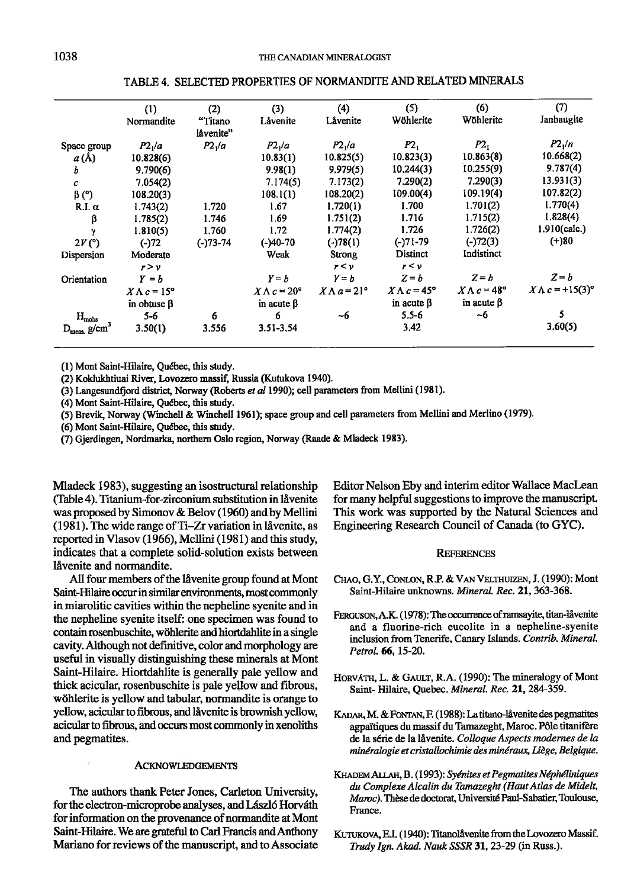### TABLE 4. SELECTED PROPERTIES OF NORMANDITE AND RELATED MINERALS

| | (1) Normandite | (2) "Titano låvenite" | (3) Låvenite | (4) Låvenite | (5) Wöhlerite | (6) Wöhlerite | (7) Janhaugite |
|---|---|---|---|---|---|---|---|
| Space group | $P2_1/a$ | $P2_1/a$ | $P2_1/a$ | $P2_1/a$ | $P2_1$ | $P2_1$ | $P2_1/n$ |
| $a$ (Å) | 10.828(6) | | 10.83(1) | 10.825(5) | 10.823(3) | 10.863(8) | 10.668(2) |
| $b$ | 9.790(6) | | 9.98(1) | 9.979(5) | 10.244(3) | 10.255(9) | 9.787(4) |
| $c$ | 7.054(2) | | 7.174(5) | 7.173(2) | 7.290(2) | 7.290(3) | 13.931(3) |
| β (°) | 108.20(3) | | 108.1(1) | 108.20(2) | 109.00(4) | 109.19(4) | 107.82(2) |
| R.I. α | 1.743(2) | 1.720 | 1.67 | 1.720(1) | 1.700 | 1.701(2) | 1.770(4) |
| β | 1.785(2) | 1.746 | 1.69 | 1.751(2) | 1.716 | 1.715(2) | 1.828(4) |
| γ | 1.810(5) | 1.760 | 1.72 | 1.774(2) | 1.726 | 1.726(2) | 1.910(calc.) |
| $2V$ (°) | (-)72 | (-)73-74 | (-)40-70 | (-)78(1) | (-)71-79 | (-)72(3) | (+)80 |
| Dispersion | Moderate $r > v$ | | Weak | Strong $r < v$ | Distinct $r < v$ | Indistinct | |
| Orientation | $Y = b$ $X \wedge c = 15°$ in obtuse β | | $Y = b$ $X \wedge c = 20°$ in acute β | $Y = b$ $X \wedge a = 21°$ | $Z = b$ $X \wedge c = 45°$ in acute β | $Z = b$ $X \wedge c = 48°$ in acute β | $Z = b$ $X \wedge c = +15(3)°$ |
| $H_{mohs}$ | 5-6 | 6 | 6 | ~6 | 5.5-6 | ~6 | 5 |
| $D_{meas.}$ g/cm$^3$ | 3.50(1) | 3.556 | 3.51-3.54 | | 3.42 | | 3.60(5) |

(1) Mont Saint-Hilaire, Québec, this study.
(2) Koklukhtiuai River, Lovozero massif, Russia (Kutukova 1940).
(3) Langesundfjord district, Norway (Roberts *et al* 1990); cell parameters from Mellini (1981).
(4) Mont Saint-Hilaire, Québec, this study.
(5) Brevik, Norway (Winchell & Winchell 1961); space group and cell parameters from Mellini and Merlino (1979).
(6) Mont Saint-Hilaire, Québec, this study.
(7) Gjerdingen, Nordmarka, northern Oslo region, Norway (Raade & Mladeck 1983).

Mladeck 1983), suggesting an isostructural relationship (Table 4). Titanium-for-zirconium substitution in låvenite was proposed by Simonov & Belov (1960) and by Mellini (1981). The wide range of Ti–Zr variation in låvenite, as reported in Vlasov (1966), Mellini (1981) and this study, indicates that a complete solid-solution exists between låvenite and normandite.

All four members of the låvenite group found at Mont Saint-Hilaire occur in similar environments, most commonly in miarolitic cavities within the nepheline syenite and in the nepheline syenite itself: one specimen was found to contain rosenbuschite, wöhlerite and hiortdahlite in a single cavity. Although not definitive, color and morphology are useful in visually distinguishing these minerals at Mont Saint-Hilaire. Hiortdahlite is generally pale yellow and thick acicular, rosenbuschite is pale yellow and fibrous, wöhlerite is yellow and tabular, normandite is orange to yellow, acicular to fibrous, and låvenite is brownish yellow, acicular to fibrous, and occurs most commonly in xenoliths and pegmatites.

## Acknowledgements

The authors thank Peter Jones, Carleton University, for the electron-microprobe analyses, and László Horváth for information on the provenance of normandite at Mont Saint-Hilaire. We are grateful to Carl Francis and Anthony Mariano for reviews of the manuscript, and to Associate Editor Nelson Eby and interim editor Wallace MacLean for many helpful suggestions to improve the manuscript. This work was supported by the Natural Sciences and Engineering Research Council of Canada (to GYC).

## References

Chao, G.Y., Conlon, R.P. & Van Velthuizen, J. (1990): Mont Saint-Hilaire unknowns. *Mineral. Rec.* **21**, 363-368.

Ferguson, A.K. (1978): The occurrence of ramsayite, titan-låvenite and a fluorine-rich eucolite in a nepheline-syenite inclusion from Tenerife, Canary Islands. *Contrib. Mineral. Petrol.* **66**, 15-20.

Horváth, L. & Gault, R.A. (1990): The mineralogy of Mont Saint- Hilaire, Quebec. *Mineral. Rec.* **21**, 284-359.

Kadar, M. & Fontan, F. (1988): La titano-låvenite des pegmatites agpaïtiques du massif du Tamazeght, Maroc. Pôle titanifère de la série de la låvenite. *Colloque Aspects modernes de la minéralogie et cristallochimie des minéraux, Liège, Belgique.*

Khadem Allah, B. (1993): *Syénites et Pegmatites Néphéliniques du Complexe Alcalin du Tamazeght (Haut Atlas de Midelt, Maroc).* Thèse de doctorat, Université Paul-Sabatier, Toulouse, France.

Kutukova, E.I. (1940): Titanolåvenite from the Lovozero Massif. *Trudy Ign. Akad. Nauk SSSR* **31**, 23-29 (in Russ.).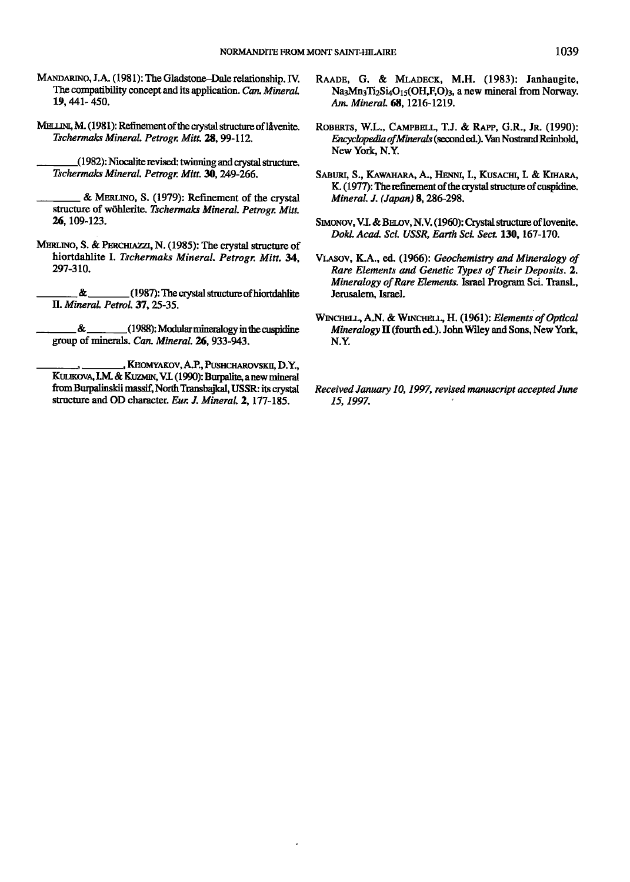MANDARINO, J.A. (1981): The Gladstone–Dale relationship. IV. The compatibility concept and its application. *Can. Mineral.* **19**, 441-450.

MELLINI, M. (1981): Refinement of the crystal structure of låvenite. *Tschermaks Mineral. Petrogr. Mitt.* **28**, 99-112.

________(1982): Niocalite revised: twinning and crystal structure. *Tschermaks Mineral. Petrogr. Mitt.* **30**, 249-266.

________ & MERLINO, S. (1979): Refinement of the crystal structure of wöhlerite. *Tschermaks Mineral. Petrogr. Mitt.* **26**, 109-123.

MERLINO, S. & PERCHIAZZI, N. (1985): The crystal structure of hiortdahlite I. *Tschermaks Mineral. Petrogr. Mitt.* **34**, 297-310.

________ & ________ (1987): The crystal structure of hiortdahlite II. *Mineral. Petrol.* **37**, 25-35.

________ & ________ (1988): Modular mineralogy in the cuspidine group of minerals. *Can. Mineral.* **26**, 933-943.

________, ________, KHOMYAKOV, A.P., PUSHCHAROVSKII, D.Y., KULIKOVA, I.M. & KUZMIN, V.I. (1990): Burpalite, a new mineral from Burpalinskii massif, North Transbajkal, USSR: its crystal structure and OD character. *Eur. J. Mineral.* **2**, 177-185.

RAADE, G. & MLADECK, M.H. (1983): Janhaugite, $Na_3Mn_3Ti_2Si_4O_{15}(OH,F,O)_3$, a new mineral from Norway. *Am. Mineral.* **68**, 1216-1219.

ROBERTS, W.L., CAMPBELL, T.J. & RAPP, G.R., JR. (1990): *Encyclopedia of Minerals* (second ed.). Van Nostrand Reinhold, New York, N.Y.

SABURI, S., KAWAHARA, A., HENMI, I., KUSACHI, I. & KIHARA, K. (1977): The refinement of the crystal structure of cuspidine. *Mineral. J. (Japan)* **8**, 286-298.

SIMONOV, V.I. & BELOV, N.V. (1960): Crystal structure of lovenite. *Dokl. Acad. Sci. USSR, Earth Sci. Sect.* **130**, 167-170.

VLASOV, K.A., ed. (1966): *Geochemistry and Mineralogy of Rare Elements and Genetic Types of Their Deposits.* **2.** *Mineralogy of Rare Elements.* Israel Program Sci. Transl., Jerusalem, Israel.

WINCHELL, A.N. & WINCHELL, H. (1961): *Elements of Optical Mineralogy* **II** (fourth ed.). John Wiley and Sons, New York, N.Y.

*Received January 10, 1997, revised manuscript accepted June 15, 1997.*